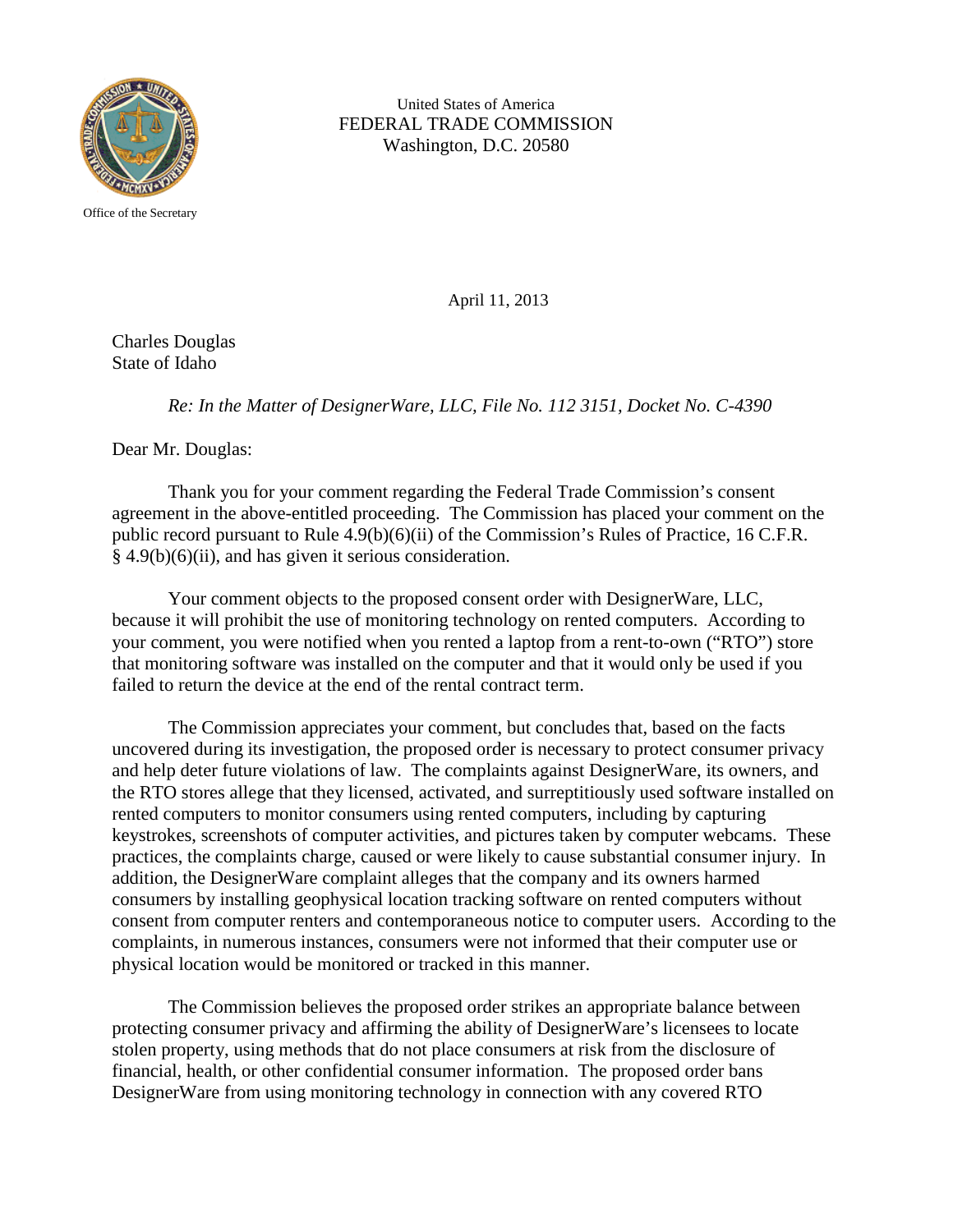United States of America
FEDERAL TRADE COMMISSION
Washington, D.C. 20580

Office of the Secretary

April 11, 2013

Charles Douglas
State of Idaho

*Re: In the Matter of DesignerWare, LLC, File No. 112 3151, Docket No. C-4390*

Dear Mr. Douglas:

Thank you for your comment regarding the Federal Trade Commission's consent agreement in the above-entitled proceeding. The Commission has placed your comment on the public record pursuant to Rule 4.9(b)(6)(ii) of the Commission's Rules of Practice, 16 C.F.R. § 4.9(b)(6)(ii), and has given it serious consideration.

Your comment objects to the proposed consent order with DesignerWare, LLC, because it will prohibit the use of monitoring technology on rented computers. According to your comment, you were notified when you rented a laptop from a rent-to-own ("RTO") store that monitoring software was installed on the computer and that it would only be used if you failed to return the device at the end of the rental contract term.

The Commission appreciates your comment, but concludes that, based on the facts uncovered during its investigation, the proposed order is necessary to protect consumer privacy and help deter future violations of law. The complaints against DesignerWare, its owners, and the RTO stores allege that they licensed, activated, and surreptitiously used software installed on rented computers to monitor consumers using rented computers, including by capturing keystrokes, screenshots of computer activities, and pictures taken by computer webcams. These practices, the complaints charge, caused or were likely to cause substantial consumer injury. In addition, the DesignerWare complaint alleges that the company and its owners harmed consumers by installing geophysical location tracking software on rented computers without consent from computer renters and contemporaneous notice to computer users. According to the complaints, in numerous instances, consumers were not informed that their computer use or physical location would be monitored or tracked in this manner.

The Commission believes the proposed order strikes an appropriate balance between protecting consumer privacy and affirming the ability of DesignerWare's licensees to locate stolen property, using methods that do not place consumers at risk from the disclosure of financial, health, or other confidential consumer information. The proposed order bans DesignerWare from using monitoring technology in connection with any covered RTO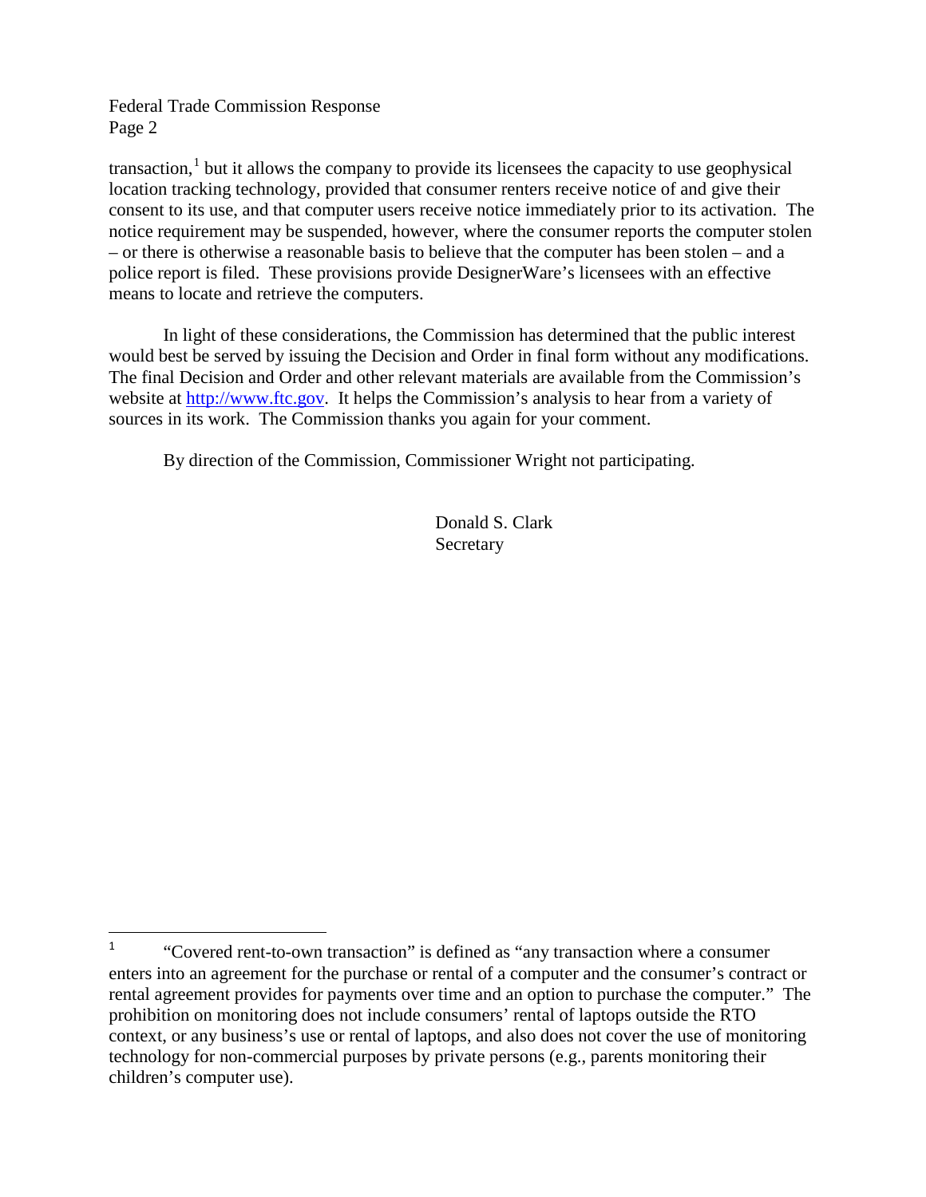transaction,[1] but it allows the company to provide its licensees the capacity to use geophysical location tracking technology, provided that consumer renters receive notice of and give their consent to its use, and that computer users receive notice immediately prior to its activation. The notice requirement may be suspended, however, where the consumer reports the computer stolen – or there is otherwise a reasonable basis to believe that the computer has been stolen – and a police report is filed. These provisions provide DesignerWare's licensees with an effective means to locate and retrieve the computers.

In light of these considerations, the Commission has determined that the public interest would best be served by issuing the Decision and Order in final form without any modifications. The final Decision and Order and other relevant materials are available from the Commission's website at [http://www.ftc.gov](http://www.ftc.gov). It helps the Commission's analysis to hear from a variety of sources in its work. The Commission thanks you again for your comment.

By direction of the Commission, Commissioner Wright not participating.

Donald S. Clark
Secretary

---

[1] "Covered rent-to-own transaction" is defined as "any transaction where a consumer enters into an agreement for the purchase or rental of a computer and the consumer's contract or rental agreement provides for payments over time and an option to purchase the computer." The prohibition on monitoring does not include consumers' rental of laptops outside the RTO context, or any business's use or rental of laptops, and also does not cover the use of monitoring technology for non-commercial purposes by private persons (e.g., parents monitoring their children's computer use).